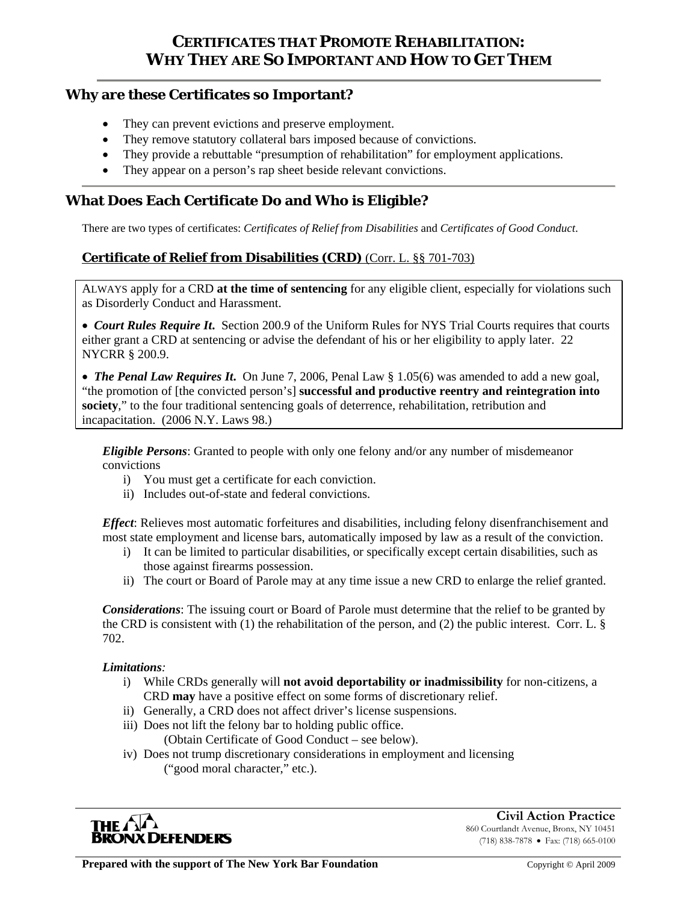# CERTIFICATES THAT PROMOTE REHABILITATION: WHY THEY ARE SO IMPORTANT AND HOW TO GET THEM

## Why are these Certificates so Important?

- They can prevent evictions and preserve employment.
- They remove statutory collateral bars imposed because of convictions.
- They provide a rebuttable "presumption of rehabilitation" for employment applications.
- They appear on a person's rap sheet beside relevant convictions.

## What Does Each Certificate Do and Who is Eligible?

There are two types of certificates: *Certificates of Relief from Disabilities* and *Certificates of Good Conduct*.

### **Certificate of Relief from Disabilities (CRD)** (Corr. L. §§ 701-703)

ALWAYS apply for a CRD **at the time of sentencing** for any eligible client, especially for violations such as Disorderly Conduct and Harassment.

- ***Court Rules Require It.*** Section 200.9 of the Uniform Rules for NYS Trial Courts requires that courts either grant a CRD at sentencing or advise the defendant of his or her eligibility to apply later. 22 NYCRR § 200.9.

- ***The Penal Law Requires It.*** On June 7, 2006, Penal Law § 1.05(6) was amended to add a new goal, "the promotion of [the convicted person's] **successful and productive reentry and reintegration into society**," to the four traditional sentencing goals of deterrence, rehabilitation, retribution and incapacitation. (2006 N.Y. Laws 98.)

***Eligible Persons***: Granted to people with only one felony and/or any number of misdemeanor convictions

i) You must get a certificate for each conviction.
ii) Includes out-of-state and federal convictions.

***Effect***: Relieves most automatic forfeitures and disabilities, including felony disenfranchisement and most state employment and license bars, automatically imposed by law as a result of the conviction.

i) It can be limited to particular disabilities, or specifically except certain disabilities, such as those against firearms possession.
ii) The court or Board of Parole may at any time issue a new CRD to enlarge the relief granted.

***Considerations***: The issuing court or Board of Parole must determine that the relief to be granted by the CRD is consistent with (1) the rehabilitation of the person, and (2) the public interest. Corr. L. § 702.

***Limitations:***

i) While CRDs generally will **not avoid deportability or inadmissibility** for non-citizens, a CRD **may** have a positive effect on some forms of discretionary relief.
ii) Generally, a CRD does not affect driver's license suspensions.
iii) Does not lift the felony bar to holding public office. (Obtain Certificate of Good Conduct – see below).
iv) Does not trump discretionary considerations in employment and licensing ("good moral character," etc.).

THE BRONX DEFENDERS

**Civil Action Practice**
860 Courtlandt Avenue, Bronx, NY 10451
(718) 838-7878 • Fax: (718) 665-0100

**Prepared with the support of The New York Bar Foundation**

Copyright © April 2009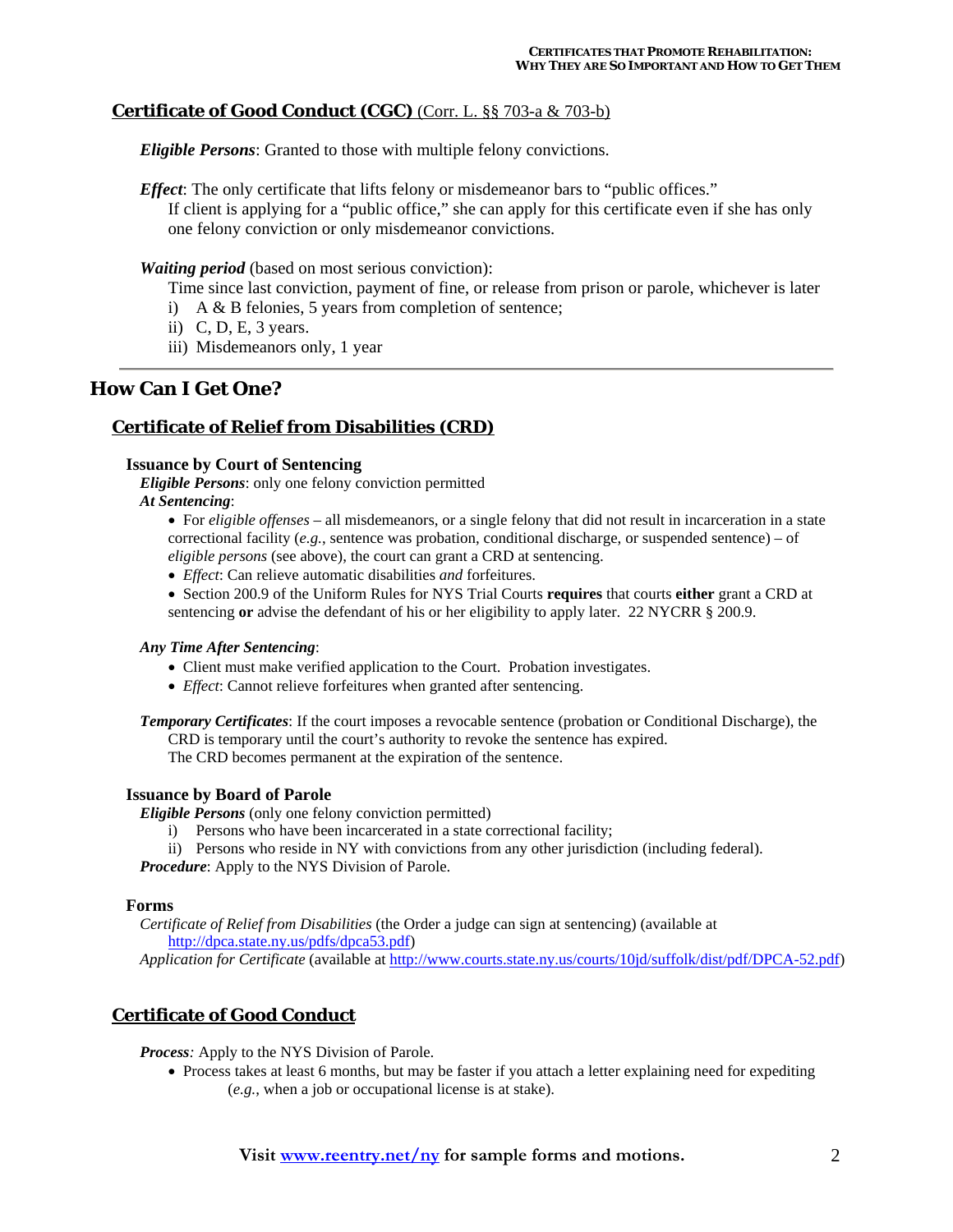### Certificate of Good Conduct (CGC) (Corr. L. §§ 703-a & 703-b)

***Eligible Persons***: Granted to those with multiple felony convictions.

***Effect***: The only certificate that lifts felony or misdemeanor bars to "public offices."
If client is applying for a "public office," she can apply for this certificate even if she has only one felony conviction or only misdemeanor convictions.

***Waiting period*** (based on most serious conviction):
Time since last conviction, payment of fine, or release from prison or parole, whichever is later

i) A & B felonies, 5 years from completion of sentence;
ii) C, D, E, 3 years.
iii) Misdemeanors only, 1 year

---

## How Can I Get One?

### Certificate of Relief from Disabilities (CRD)

#### Issuance by Court of Sentencing

***Eligible Persons***: only one felony conviction permitted

***At Sentencing***:

- For *eligible offenses* – all misdemeanors, or a single felony that did not result in incarceration in a state correctional facility (*e.g.*, sentence was probation, conditional discharge, or suspended sentence) – of *eligible persons* (see above), the court can grant a CRD at sentencing.
- *Effect*: Can relieve automatic disabilities *and* forfeitures.
- Section 200.9 of the Uniform Rules for NYS Trial Courts **requires** that courts **either** grant a CRD at sentencing **or** advise the defendant of his or her eligibility to apply later. 22 NYCRR § 200.9.

***Any Time After Sentencing***:

- Client must make verified application to the Court. Probation investigates.
- *Effect*: Cannot relieve forfeitures when granted after sentencing.

***Temporary Certificates***: If the court imposes a revocable sentence (probation or Conditional Discharge), the CRD is temporary until the court's authority to revoke the sentence has expired.
The CRD becomes permanent at the expiration of the sentence.

#### Issuance by Board of Parole

***Eligible Persons*** (only one felony conviction permitted)

i) Persons who have been incarcerated in a state correctional facility;
ii) Persons who reside in NY with convictions from any other jurisdiction (including federal).

***Procedure***: Apply to the NYS Division of Parole.

#### Forms

*Certificate of Relief from Disabilities* (the Order a judge can sign at sentencing) (available at http://dpca.state.ny.us/pdfs/dpca53.pdf)

*Application for Certificate* (available at http://www.courts.state.ny.us/courts/10jd/suffolk/dist/pdf/DPCA-52.pdf)

### Certificate of Good Conduct

***Process**:* Apply to the NYS Division of Parole.

- Process takes at least 6 months, but may be faster if you attach a letter explaining need for expediting (*e.g.*, when a job or occupational license is at stake).

**Visit www.reentry.net/ny for sample forms and motions.**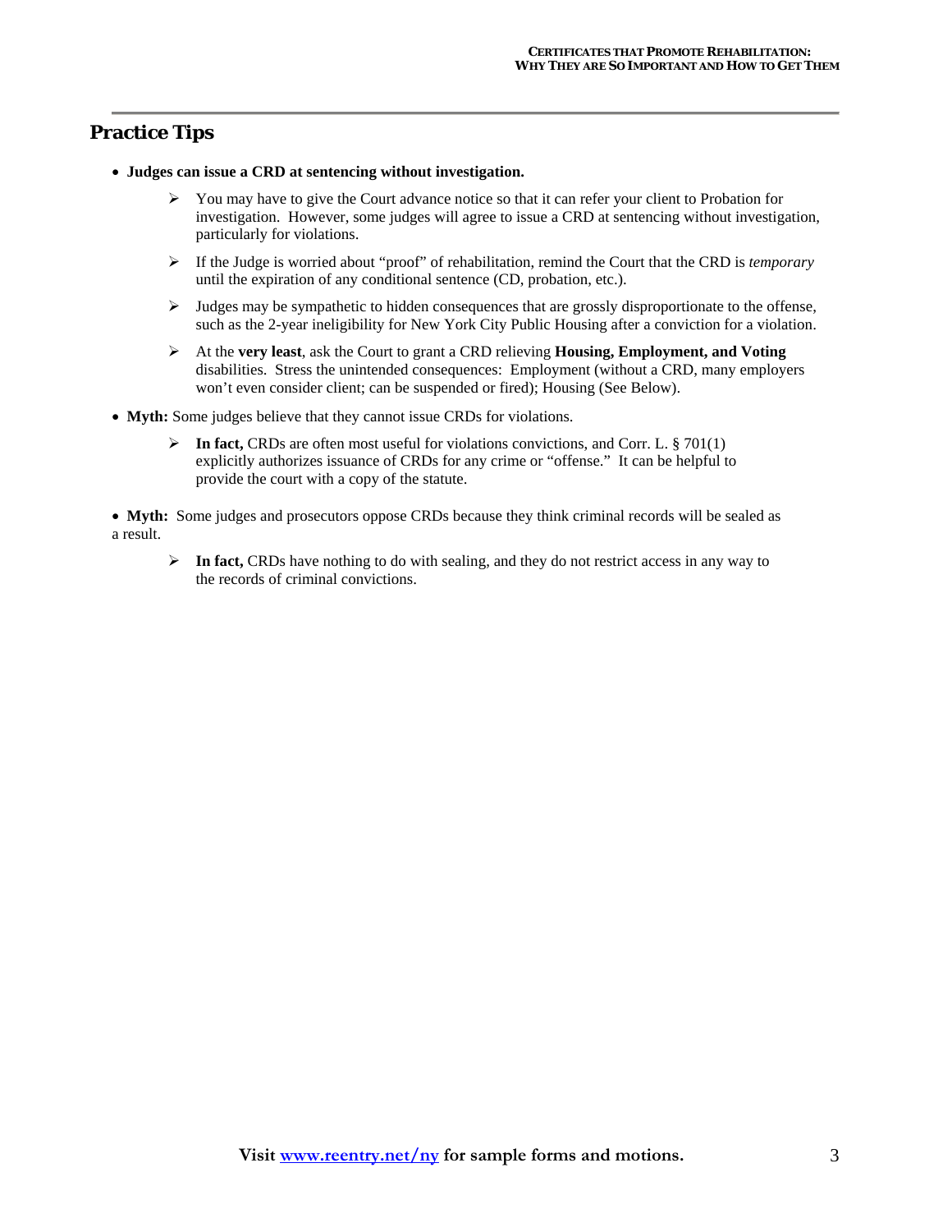## Practice Tips

- **Judges can issue a CRD at sentencing without investigation.**
  - You may have to give the Court advance notice so that it can refer your client to Probation for investigation. However, some judges will agree to issue a CRD at sentencing without investigation, particularly for violations.
  - If the Judge is worried about "proof" of rehabilitation, remind the Court that the CRD is *temporary* until the expiration of any conditional sentence (CD, probation, etc.).
  - Judges may be sympathetic to hidden consequences that are grossly disproportionate to the offense, such as the 2-year ineligibility for New York City Public Housing after a conviction for a violation.
  - At the **very least**, ask the Court to grant a CRD relieving **Housing, Employment, and Voting** disabilities. Stress the unintended consequences: Employment (without a CRD, many employers won't even consider client; can be suspended or fired); Housing (See Below).

- **Myth:** Some judges believe that they cannot issue CRDs for violations.
  - **In fact,** CRDs are often most useful for violations convictions, and Corr. L. § 701(1) explicitly authorizes issuance of CRDs for any crime or "offense." It can be helpful to provide the court with a copy of the statute.

- **Myth:** Some judges and prosecutors oppose CRDs because they think criminal records will be sealed as a result.
  - **In fact,** CRDs have nothing to do with sealing, and they do not restrict access in any way to the records of criminal convictions.

**Visit www.reentry.net/ny for sample forms and motions.**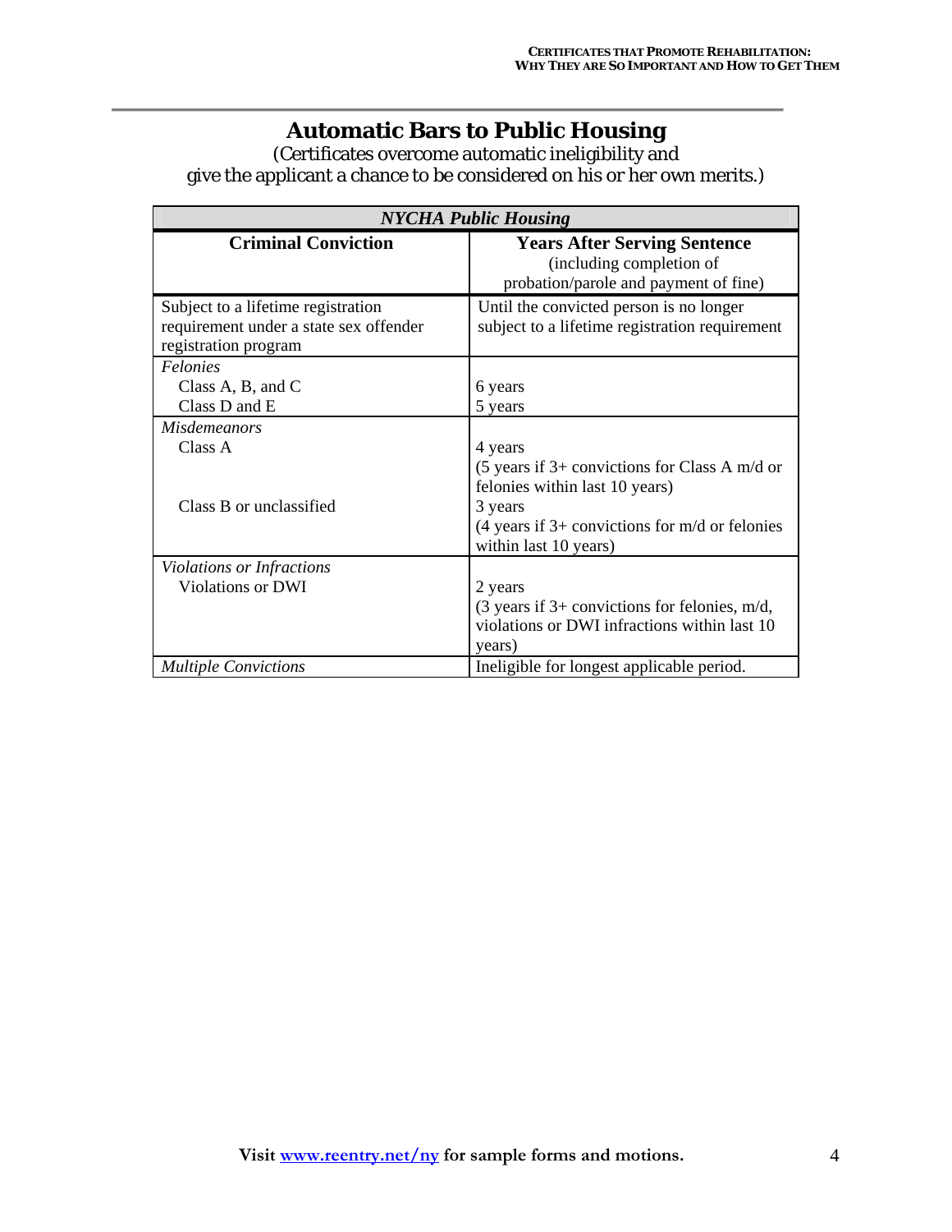# Automatic Bars to Public Housing

(Certificates overcome automatic ineligibility and give the applicant a chance to be considered on his or her own merits.)

| *NYCHA Public Housing* | |
|---|---|
| **Criminal Conviction** | **Years After Serving Sentence** (including completion of probation/parole and payment of fine) |
| Subject to a lifetime registration requirement under a state sex offender registration program | Until the convicted person is no longer subject to a lifetime registration requirement |
| *Felonies* | |
| Class A, B, and C | 6 years |
| Class D and E | 5 years |
| *Misdemeanors* | |
| Class A | 4 years (5 years if 3+ convictions for Class A m/d or felonies within last 10 years) |
| Class B or unclassified | 3 years (4 years if 3+ convictions for m/d or felonies within last 10 years) |
| *Violations or Infractions* | |
| Violations or DWI | 2 years (3 years if 3+ convictions for felonies, m/d, violations or DWI infractions within last 10 years) |
| *Multiple Convictions* | Ineligible for longest applicable period. |

**Visit www.reentry.net/ny for sample forms and motions.**